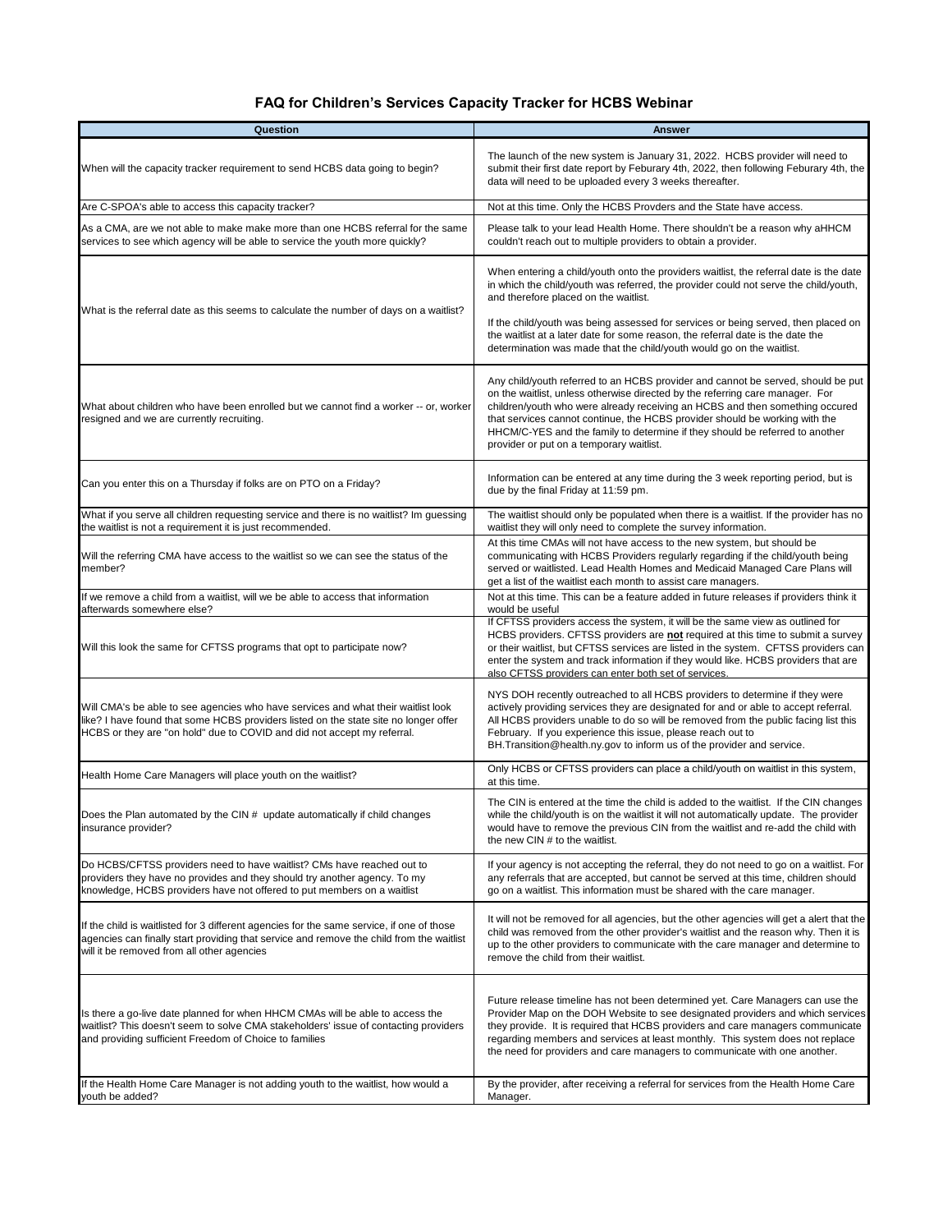# FAQ for Children's Services Capacity Tracker for HCBS Webinar

| Question | Answer |
|---|---|
| When will the capacity tracker requirement to send HCBS data going to begin? | The launch of the new system is January 31, 2022. HCBS provider will need to submit their first date report by Feburary 4th, 2022, then following Feburary 4th, the data will need to be uploaded every 3 weeks thereafter. |
| Are C-SPOA's able to access this capacity tracker? | Not at this time. Only the HCBS Provders and the State have access. |
| As a CMA, are we not able to make make more than one HCBS referral for the same services to see which agency will be able to service the youth more quickly? | Please talk to your lead Health Home. There shouldn't be a reason why aHHCM couldn't reach out to multiple providers to obtain a provider. |
| What is the referral date as this seems to calculate the number of days on a waitlist? | When entering a child/youth onto the providers waitlist, the referral date is the date in which the child/youth was referred, the provider could not serve the child/youth, and therefore placed on the waitlist.<br><br>If the child/youth was being assessed for services or being served, then placed on the waitlist at a later date for some reason, the referral date is the date the determination was made that the child/youth would go on the waitlist. |
| What about children who have been enrolled but we cannot find a worker -- or, worker resigned and we are currently recruiting. | Any child/youth referred to an HCBS provider and cannot be served, should be put on the waitlist, unless otherwise directed by the referring care manager. For children/youth who were already receiving an HCBS and then something occured that services cannot continue, the HCBS provider should be working with the HHCM/C-YES and the family to determine if they should be referred to another provider or put on a temporary waitlist. |
| Can you enter this on a Thursday if folks are on PTO on a Friday? | Information can be entered at any time during the 3 week reporting period, but is due by the final Friday at 11:59 pm. |
| What if you serve all children requesting service and there is no waitlist? Im guessing the waitlist is not a requirement it is just recommended. | The waitlist should only be populated when there is a waitlist. If the provider has no waitlist they will only need to complete the survey information. |
| Will the referring CMA have access to the waitlist so we can see the status of the member? | At this time CMAs will not have access to the new system, but should be communicating with HCBS Providers regularly regarding if the child/youth being served or waitlisted. Lead Health Homes and Medicaid Managed Care Plans will get a list of the waitlist each month to assist care managers. |
| If we remove a child from a waitlist, will we be able to access that information afterwards somewhere else? | Not at this time. This can be a feature added in future releases if providers think it would be useful |
| Will this look the same for CFTSS programs that opt to participate now? | If CFTSS providers access the system, it will be the same view as outlined for HCBS providers. CFTSS providers are **not** required at this time to submit a survey or their waitlist, but CFTSS services are listed in the system. CFTSS providers can enter the system and track information if they would like. HCBS providers that are also CFTSS providers can enter both set of services. |
| Will CMA's be able to see agencies who have services and what their waitlist look like? I have found that some HCBS providers listed on the state site no longer offer HCBS or they are "on hold" due to COVID and did not accept my referral. | NYS DOH recently outreached to all HCBS providers to determine if they were actively providing services they are designated for and or able to accept referral. All HCBS providers unable to do so will be removed from the public facing list this February. If you experience this issue, please reach out to BH.Transition@health.ny.gov to inform us of the provider and service. |
| Health Home Care Managers will place youth on the waitlist? | Only HCBS or CFTSS providers can place a child/youth on waitlist in this system, at this time. |
| Does the Plan automated by the CIN # update automatically if child changes insurance provider? | The CIN is entered at the time the child is added to the waitlist. If the CIN changes while the child/youth is on the waitlist it will not automatically update. The provider would have to remove the previous CIN from the waitlist and re-add the child with the new CIN # to the waitlist. |
| Do HCBS/CFTSS providers need to have waitlist? CMs have reached out to providers they have no provides and they should try another agency. To my knowledge, HCBS providers have not offered to put members on a waitlist | If your agency is not accepting the referral, they do not need to go on a waitlist. For any referrals that are accepted, but cannot be served at this time, children should go on a waitlist. This information must be shared with the care manager. |
| If the child is waitlisted for 3 different agencies for the same service, if one of those agencies can finally start providing that service and remove the child from the waitlist will it be removed from all other agencies | It will not be removed for all agencies, but the other agencies will get a alert that the child was removed from the other provider's waitlist and the reason why. Then it is up to the other providers to communicate with the care manager and determine to remove the child from their waitlist. |
| Is there a go-live date planned for when HHCM CMAs will be able to access the waitlist? This doesn't seem to solve CMA stakeholders' issue of contacting providers and providing sufficient Freedom of Choice to families | Future release timeline has not been determined yet. Care Managers can use the Provider Map on the DOH Website to see designated providers and which services they provide. It is required that HCBS providers and care managers communicate regarding members and services at least monthly. This system does not replace the need for providers and care managers to communicate with one another. |
| If the Health Home Care Manager is not adding youth to the waitlist, how would a youth be added? | By the provider, after receiving a referral for services from the Health Home Care Manager. |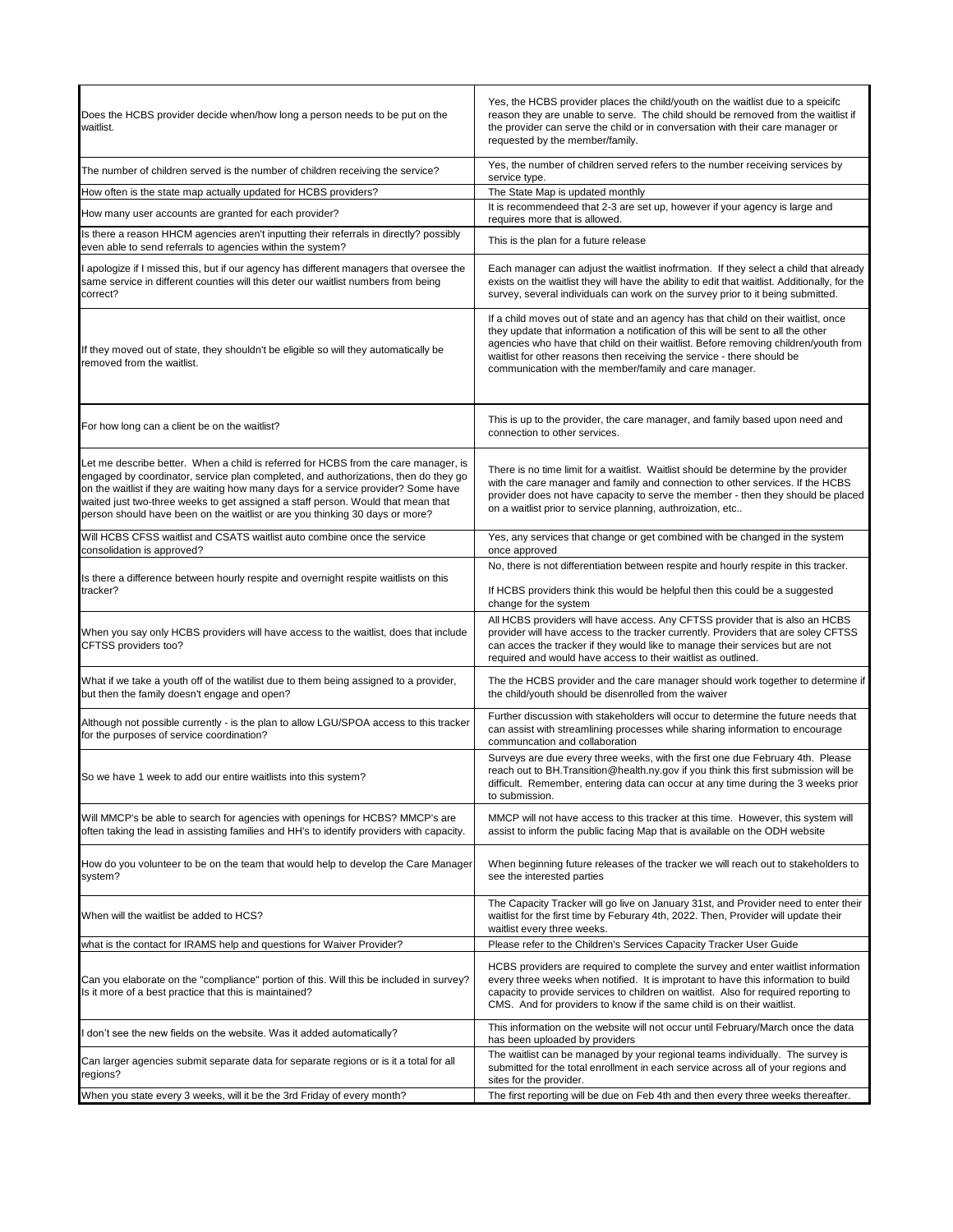| | |
|---|---|
| Does the HCBS provider decide when/how long a person needs to be put on the waitlist. | Yes, the HCBS provider places the child/youth on the waitlist due to a speicifc reason they are unable to serve. The child should be removed from the waitlist if the provider can serve the child or in conversation with their care manager or requested by the member/family. |
| The number of children served is the number of children receiving the service? | Yes, the number of children served refers to the number receiving services by service type. |
| How often is the state map actually updated for HCBS providers? | The State Map is updated monthly |
| How many user accounts are granted for each provider? | It is recommendeed that 2-3 are set up, however if your agency is large and requires more that is allowed. |
| Is there a reason HHCM agencies aren't inputting their referrals in directly? possibly even able to send referrals to agencies within the system? | This is the plan for a future release |
| I apologize if I missed this, but if our agency has different managers that oversee the same service in different counties will this deter our waitlist numbers from being correct? | Each manager can adjust the waitlist inofrmation. If they select a child that already exists on the waitlist they will have the ability to edit that waitlist. Additionally, for the survey, several individuals can work on the survey prior to it being submitted. |
| If they moved out of state, they shouldn't be eligible so will they automatically be removed from the waitlist. | If a child moves out of state and an agency has that child on their waitlist, once they update that information a notification of this will be sent to all the other agencies who have that child on their waitlist. Before removing children/youth from waitlist for other reasons then receiving the service - there should be communication with the member/family and care manager. |
| For how long can a client be on the waitlist? | This is up to the provider, the care manager, and family based upon need and connection to other services. |
| Let me describe better. When a child is referred for HCBS from the care manager, is engaged by coordinator, service plan completed, and authorizations, then do they go on the waitlist if they are waiting how many days for a service provider? Some have waited just two-three weeks to get assigned a staff person. Would that mean that person should have been on the waitlist or are you thinking 30 days or more? | There is no time limit for a waitlist. Waitlist should be determine by the provider with the care manager and family and connection to other services. If the HCBS provider does not have capacity to serve the member - then they should be placed on a waitlist prior to service planning, authroization, etc.. |
| Will HCBS CFSS waitlist and CSATS waitlist auto combine once the service consolidation is approved? | Yes, any services that change or get combined with be changed in the system once approved |
| Is there a difference between hourly respite and overnight respite waitlists on this tracker? | No, there is not differentiation between respite and hourly respite in this tracker.<br><br>If HCBS providers think this would be helpful then this could be a suggested change for the system |
| When you say only HCBS providers will have access to the waitlist, does that include CFTSS providers too? | All HCBS providers will have access. Any CFTSS provider that is also an HCBS provider will have access to the tracker currently. Providers that are soley CFTSS can acces the tracker if they would like to manage their services but are not required and would have access to their waitlist as outlined. |
| What if we take a youth off of the watilist due to them being assigned to a provider, but then the family doesn't engage and open? | The the HCBS provider and the care manager should work together to determine if the child/youth should be disenrolled from the waiver |
| Although not possible currently - is the plan to allow LGU/SPOA access to this tracker for the purposes of service coordination? | Further discussion with stakeholders will occur to determine the future needs that can assist with streamlining processes while sharing information to encourage communcation and collaboration |
| So we have 1 week to add our entire waitlists into this system? | Surveys are due every three weeks, with the first one due February 4th. Please reach out to BH.Transition@health.ny.gov if you think this first submission will be difficult. Remember, entering data can occur at any time during the 3 weeks prior to submission. |
| Will MMCP's be able to search for agencies with openings for HCBS? MMCP's are often taking the lead in assisting families and HH's to identify providers with capacity. | MMCP will not have access to this tracker at this time. However, this system will assist to inform the public facing Map that is available on the ODH website |
| How do you volunteer to be on the team that would help to develop the Care Manager system? | When beginning future releases of the tracker we will reach out to stakeholders to see the interested parties |
| When will the waitlist be added to HCS? | The Capacity Tracker will go live on January 31st, and Provider need to enter their waitlist for the first time by Feburary 4th, 2022. Then, Provider will update their waitlist every three weeks. |
| what is the contact for IRAMS help and questions for Waiver Provider? | Please refer to the Children's Services Capacity Tracker User Guide |
| Can you elaborate on the "compliance" portion of this. Will this be included in survey? Is it more of a best practice that this is maintained? | HCBS providers are required to complete the survey and enter waitlist information every three weeks when notified. It is improtant to have this information to build capacity to provide services to children on waitlist. Also for required reporting to CMS. And for providers to know if the same child is on their waitlist. |
| I don't see the new fields on the website. Was it added automatically? | This information on the website will not occur until February/March once the data has been uploaded by providers |
| Can larger agencies submit separate data for separate regions or is it a total for all regions? | The waitlist can be managed by your regional teams individually. The survey is submitted for the total enrollment in each service across all of your regions and sites for the provider. |
| When you state every 3 weeks, will it be the 3rd Friday of every month? | The first reporting will be due on Feb 4th and then every three weeks thereafter. |